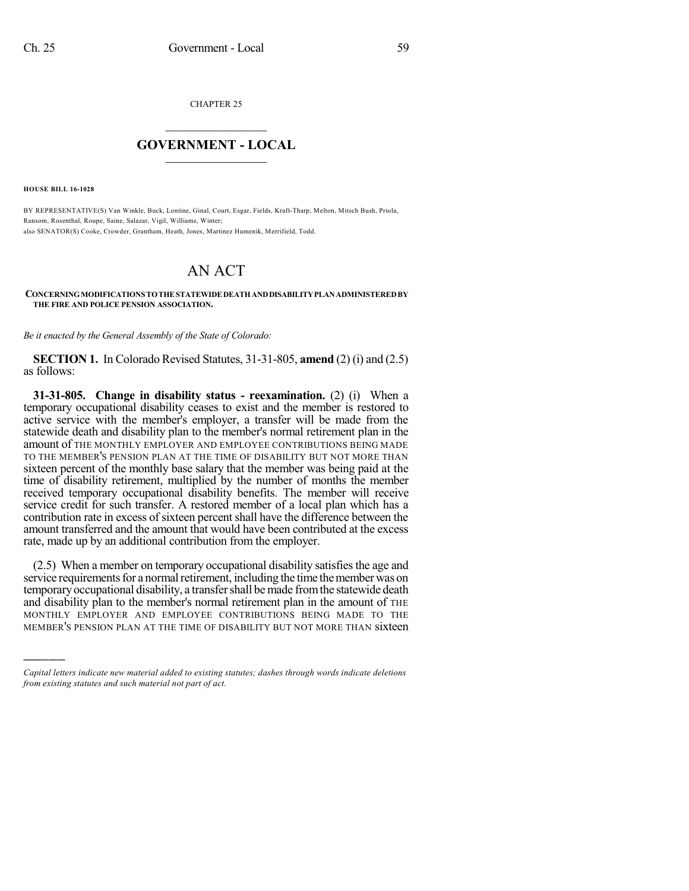CHAPTER 25

## GOVERNMENT - LOCAL

**HOUSE BILL 16-1028**

BY REPRESENTATIVE(S) Van Winkle, Buck, Lontine, Ginal, Court, Esgar, Fields, Kraft-Tharp, Melton, Mitsch Bush, Priola, Ransom, Rosenthal, Roupe, Saine, Salazar, Vigil, Williams, Winter;
also SENATOR(S) Cooke, Crowder, Grantham, Heath, Jones, Martinez Humenik, Merrifield, Todd.

# AN ACT

**CONCERNING MODIFICATIONS TO THE STATEWIDE DEATH AND DISABILITY PLAN ADMINISTERED BY THE FIRE AND POLICE PENSION ASSOCIATION.**

*Be it enacted by the General Assembly of the State of Colorado:*

**SECTION 1.** In Colorado Revised Statutes, 31-31-805, **amend** (2) (i) and (2.5) as follows:

**31-31-805. Change in disability status - reexamination.** (2) (i) When a temporary occupational disability ceases to exist and the member is restored to active service with the member's employer, a transfer will be made from the statewide death and disability plan to the member's normal retirement plan in the amount of THE MONTHLY EMPLOYER AND EMPLOYEE CONTRIBUTIONS BEING MADE TO THE MEMBER'S PENSION PLAN AT THE TIME OF DISABILITY BUT NOT MORE THAN sixteen percent of the monthly base salary that the member was being paid at the time of disability retirement, multiplied by the number of months the member received temporary occupational disability benefits. The member will receive service credit for such transfer. A restored member of a local plan which has a contribution rate in excess of sixteen percent shall have the difference between the amount transferred and the amount that would have been contributed at the excess rate, made up by an additional contribution from the employer.

(2.5) When a member on temporary occupational disability satisfies the age and service requirements for a normal retirement, including the time the member was on temporary occupational disability, a transfer shall be made from the statewide death and disability plan to the member's normal retirement plan in the amount of THE MONTHLY EMPLOYER AND EMPLOYEE CONTRIBUTIONS BEING MADE TO THE MEMBER'S PENSION PLAN AT THE TIME OF DISABILITY BUT NOT MORE THAN sixteen

*Capital letters indicate new material added to existing statutes; dashes through words indicate deletions from existing statutes and such material not part of act.*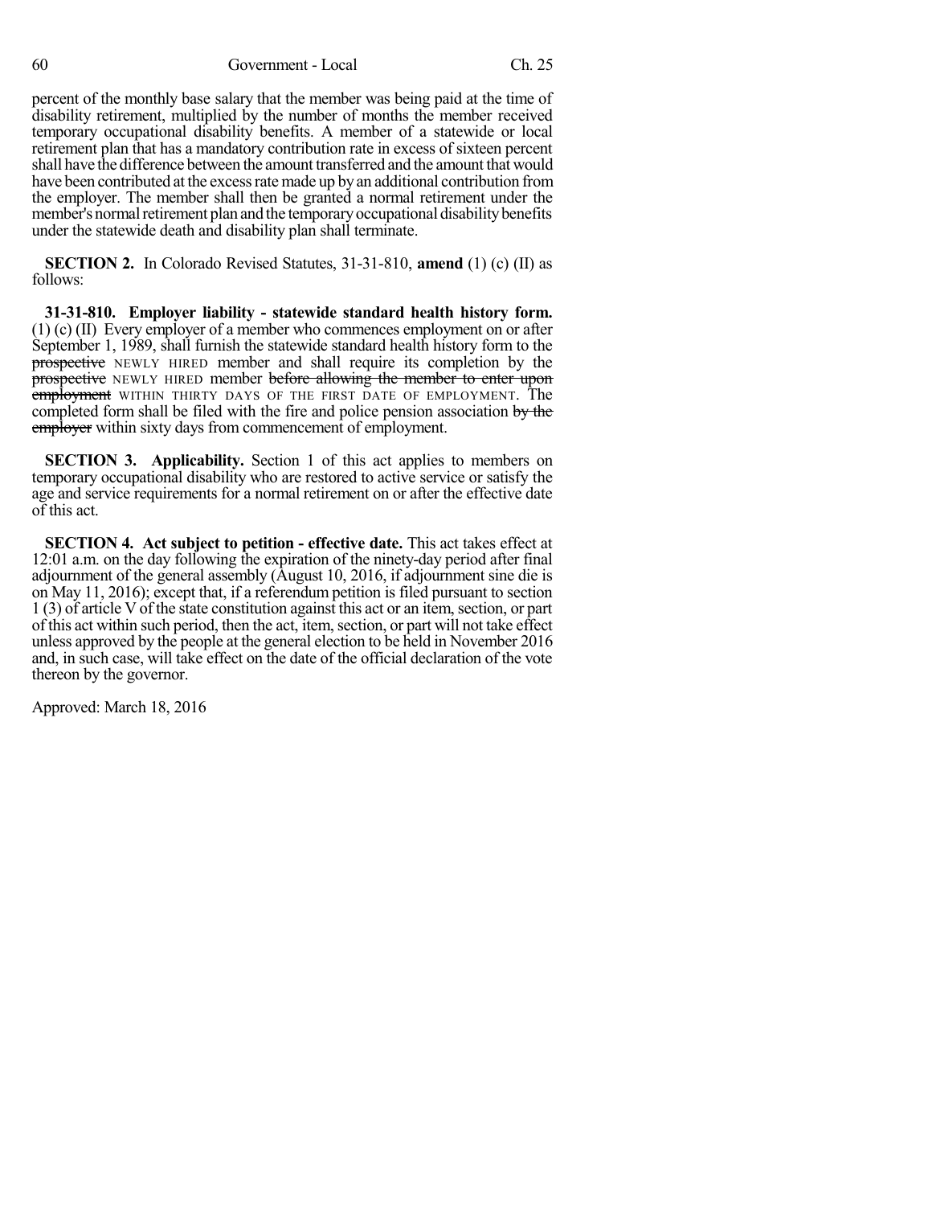percent of the monthly base salary that the member was being paid at the time of disability retirement, multiplied by the number of months the member received temporary occupational disability benefits. A member of a statewide or local retirement plan that has a mandatory contribution rate in excess of sixteen percent shall have the difference between the amount transferred and the amount that would have been contributed at the excess rate made up by an additional contribution from the employer. The member shall then be granted a normal retirement under the member's normal retirement plan and the temporary occupational disability benefits under the statewide death and disability plan shall terminate.

**SECTION 2.** In Colorado Revised Statutes, 31-31-810, **amend** (1) (c) (II) as follows:

**31-31-810. Employer liability - statewide standard health history form.** (1) (c) (II) Every employer of a member who commences employment on or after September 1, 1989, shall furnish the statewide standard health history form to the ~~prospective~~ NEWLY HIRED member and shall require its completion by the ~~prospective~~ NEWLY HIRED member ~~before allowing the member to enter upon employment~~ WITHIN THIRTY DAYS OF THE FIRST DATE OF EMPLOYMENT. The completed form shall be filed with the fire and police pension association ~~by the employer~~ within sixty days from commencement of employment.

**SECTION 3. Applicability.** Section 1 of this act applies to members on temporary occupational disability who are restored to active service or satisfy the age and service requirements for a normal retirement on or after the effective date of this act.

**SECTION 4. Act subject to petition - effective date.** This act takes effect at 12:01 a.m. on the day following the expiration of the ninety-day period after final adjournment of the general assembly (August 10, 2016, if adjournment sine die is on May 11, 2016); except that, if a referendum petition is filed pursuant to section 1 (3) of article V of the state constitution against this act or an item, section, or part of this act within such period, then the act, item, section, or part will not take effect unless approved by the people at the general election to be held in November 2016 and, in such case, will take effect on the date of the official declaration of the vote thereon by the governor.

Approved: March 18, 2016